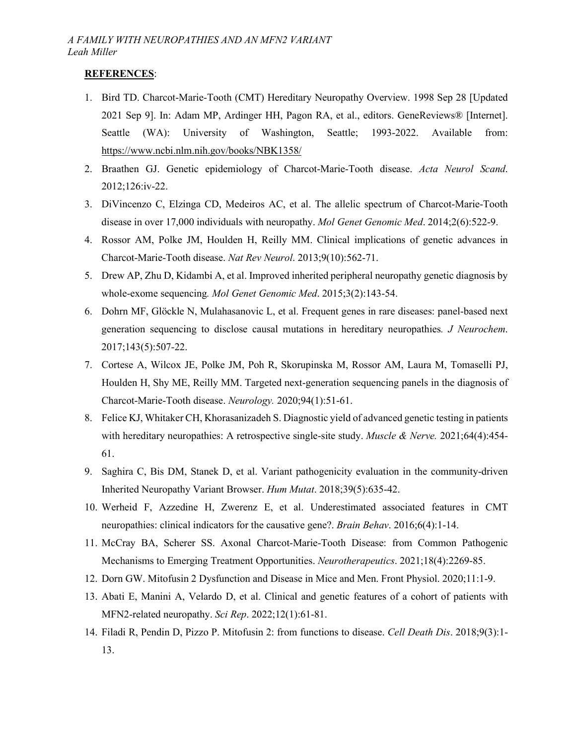**REFERENCES**:

1. Bird TD. Charcot-Marie-Tooth (CMT) Hereditary Neuropathy Overview. 1998 Sep 28 [Updated 2021 Sep 9]. In: Adam MP, Ardinger HH, Pagon RA, et al., editors. GeneReviews® [Internet]. Seattle (WA): University of Washington, Seattle; 1993-2022. Available from: https://www.ncbi.nlm.nih.gov/books/NBK1358/
2. Braathen GJ. Genetic epidemiology of Charcot-Marie-Tooth disease. *Acta Neurol Scand*. 2012;126:iv-22.
3. DiVincenzo C, Elzinga CD, Medeiros AC, et al. The allelic spectrum of Charcot-Marie-Tooth disease in over 17,000 individuals with neuropathy. *Mol Genet Genomic Med*. 2014;2(6):522-9.
4. Rossor AM, Polke JM, Houlden H, Reilly MM. Clinical implications of genetic advances in Charcot-Marie-Tooth disease. *Nat Rev Neurol*. 2013;9(10):562-71.
5. Drew AP, Zhu D, Kidambi A, et al. Improved inherited peripheral neuropathy genetic diagnosis by whole-exome sequencing*. Mol Genet Genomic Med*. 2015;3(2):143-54.
6. Dohrn MF, Glöckle N, Mulahasanovic L, et al. Frequent genes in rare diseases: panel-based next generation sequencing to disclose causal mutations in hereditary neuropathies*. J Neurochem*. 2017;143(5):507-22.
7. Cortese A, Wilcox JE, Polke JM, Poh R, Skorupinska M, Rossor AM, Laura M, Tomaselli PJ, Houlden H, Shy ME, Reilly MM. Targeted next-generation sequencing panels in the diagnosis of Charcot-Marie-Tooth disease. *Neurology.* 2020;94(1):51-61.
8. Felice KJ, Whitaker CH, Khorasanizadeh S. Diagnostic yield of advanced genetic testing in patients with hereditary neuropathies: A retrospective single-site study. *Muscle & Nerve.* 2021;64(4):454-61.
9. Saghira C, Bis DM, Stanek D, et al. Variant pathogenicity evaluation in the community-driven Inherited Neuropathy Variant Browser. *Hum Mutat*. 2018;39(5):635-42.
10. Werheid F, Azzedine H, Zwerenz E, et al. Underestimated associated features in CMT neuropathies: clinical indicators for the causative gene?. *Brain Behav*. 2016;6(4):1-14.
11. McCray BA, Scherer SS. Axonal Charcot-Marie-Tooth Disease: from Common Pathogenic Mechanisms to Emerging Treatment Opportunities. *Neurotherapeutics*. 2021;18(4):2269-85.
12. Dorn GW. Mitofusin 2 Dysfunction and Disease in Mice and Men. Front Physiol. 2020;11:1-9.
13. Abati E, Manini A, Velardo D, et al. Clinical and genetic features of a cohort of patients with MFN2-related neuropathy. *Sci Rep*. 2022;12(1):61-81.
14. Filadi R, Pendin D, Pizzo P. Mitofusin 2: from functions to disease. *Cell Death Dis*. 2018;9(3):1-13.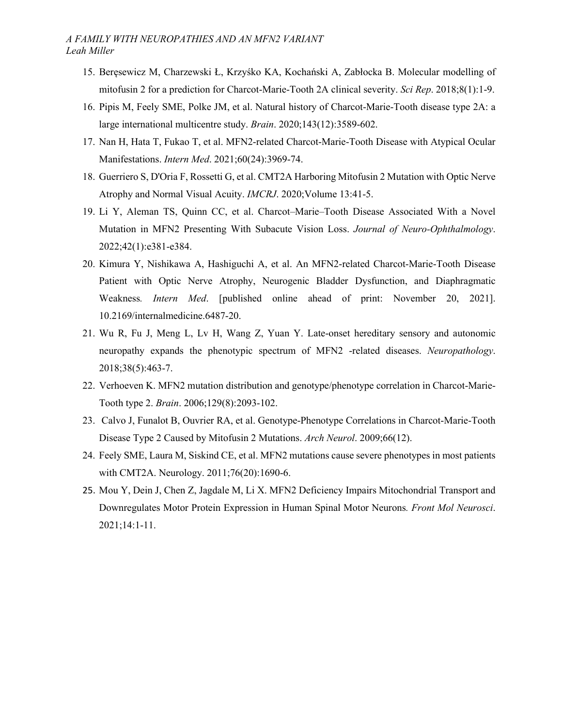15. Beręsewicz M, Charzewski Ł, Krzyśko KA, Kochański A, Zabłocka B. Molecular modelling of mitofusin 2 for a prediction for Charcot-Marie-Tooth 2A clinical severity. *Sci Rep*. 2018;8(1):1-9.
16. Pipis M, Feely SME, Polke JM, et al. Natural history of Charcot-Marie-Tooth disease type 2A: a large international multicentre study. *Brain*. 2020;143(12):3589-602.
17. Nan H, Hata T, Fukao T, et al. MFN2-related Charcot-Marie-Tooth Disease with Atypical Ocular Manifestations. *Intern Med*. 2021;60(24):3969-74.
18. Guerriero S, D'Oria F, Rossetti G, et al. CMT2A Harboring Mitofusin 2 Mutation with Optic Nerve Atrophy and Normal Visual Acuity. *IMCRJ*. 2020;Volume 13:41-5.
19. Li Y, Aleman TS, Quinn CC, et al. Charcot–Marie–Tooth Disease Associated With a Novel Mutation in MFN2 Presenting With Subacute Vision Loss. *Journal of Neuro-Ophthalmology*. 2022;42(1):e381-e384.
20. Kimura Y, Nishikawa A, Hashiguchi A, et al. An MFN2-related Charcot-Marie-Tooth Disease Patient with Optic Nerve Atrophy, Neurogenic Bladder Dysfunction, and Diaphragmatic Weakness*. Intern Med*. [published online ahead of print: November 20, 2021]. 10.2169/internalmedicine.6487-20.
21. Wu R, Fu J, Meng L, Lv H, Wang Z, Yuan Y. Late-onset hereditary sensory and autonomic neuropathy expands the phenotypic spectrum of MFN2 -related diseases. *Neuropathology*. 2018;38(5):463-7.
22. Verhoeven K. MFN2 mutation distribution and genotype/phenotype correlation in Charcot-Marie-Tooth type 2. *Brain*. 2006;129(8):2093-102.
23. Calvo J, Funalot B, Ouvrier RA, et al. Genotype-Phenotype Correlations in Charcot-Marie-Tooth Disease Type 2 Caused by Mitofusin 2 Mutations. *Arch Neurol*. 2009;66(12).
24. Feely SME, Laura M, Siskind CE, et al. MFN2 mutations cause severe phenotypes in most patients with CMT2A. Neurology. 2011;76(20):1690-6.
25. Mou Y, Dein J, Chen Z, Jagdale M, Li X. MFN2 Deficiency Impairs Mitochondrial Transport and Downregulates Motor Protein Expression in Human Spinal Motor Neurons*. Front Mol Neurosci*. 2021;14:1-11.